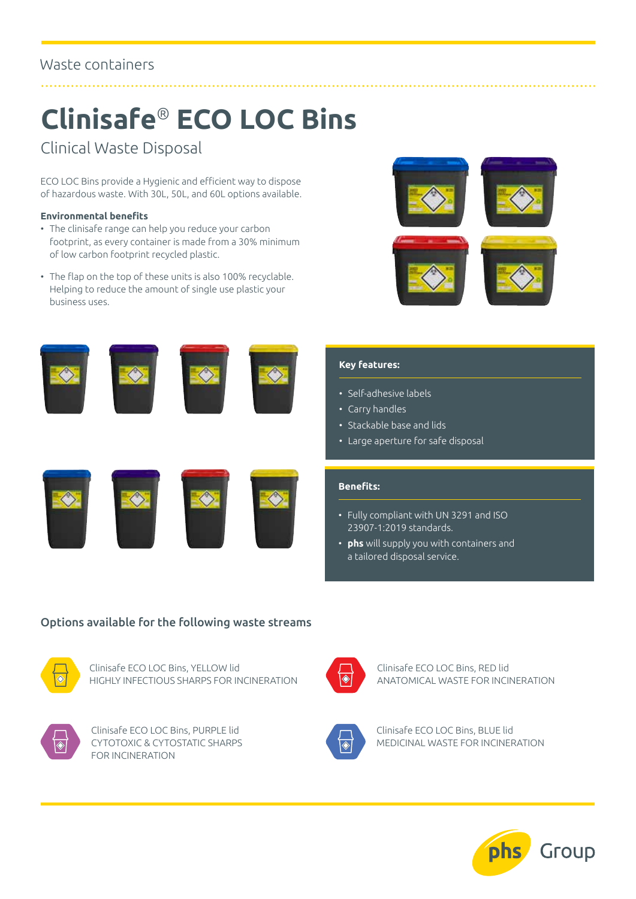Waste containers

# Clinisafe® ECO LOC Bins

## Clinical Waste Disposal

ECO LOC Bins provide a Hygienic and efficient way to dispose of hazardous waste. With 30L, 50L, and 60L options available.

**Environmental benefits**

- The clinisafe range can help you reduce your carbon footprint, as every container is made from a 30% minimum of low carbon footprint recycled plastic.
- The flap on the top of these units is also 100% recyclable. Helping to reduce the amount of single use plastic your business uses.

**Key features:**

- Self-adhesive labels
- Carry handles
- Stackable base and lids
- Large aperture for safe disposal

**Benefits:**

- Fully compliant with UN 3291 and ISO 23907-1:2019 standards.
- **phs** will supply you with containers and a tailored disposal service.

### Options available for the following waste streams

Clinisafe ECO LOC Bins, YELLOW lid
HIGHLY INFECTIOUS SHARPS FOR INCINERATION

Clinisafe ECO LOC Bins, RED lid
ANATOMICAL WASTE FOR INCINERATION

Clinisafe ECO LOC Bins, PURPLE lid
CYTOTOXIC & CYTOSTATIC SHARPS FOR INCINERATION

Clinisafe ECO LOC Bins, BLUE lid
MEDICINAL WASTE FOR INCINERATION

phs Group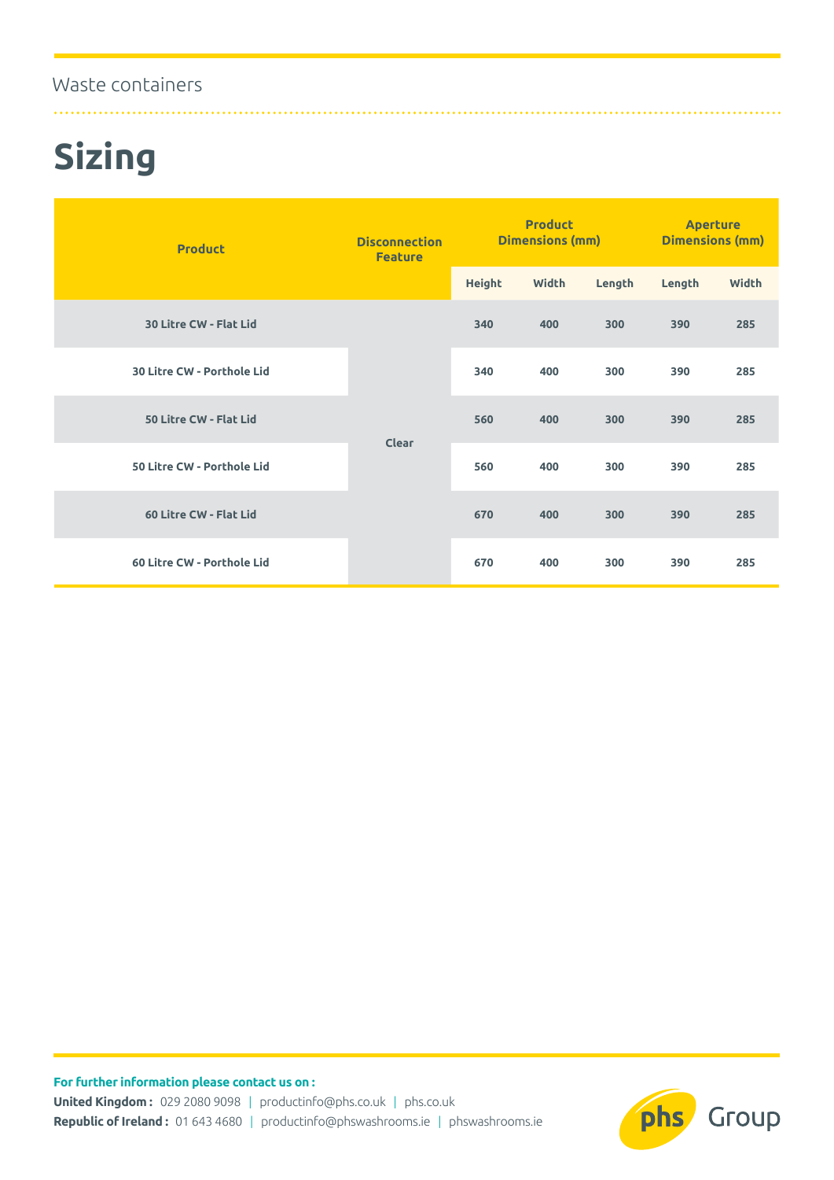Waste containers

# Sizing

| Product | Disconnection Feature | Product Dimensions (mm) | | | Aperture Dimensions (mm) | |
|---|---|---|---|---|---|---|
| | | Height | Width | Length | Length | Width |
| 30 Litre CW - Flat Lid | Clear | 340 | 400 | 300 | 390 | 285 |
| 30 Litre CW - Porthole Lid | Clear | 340 | 400 | 300 | 390 | 285 |
| 50 Litre CW - Flat Lid | Clear | 560 | 400 | 300 | 390 | 285 |
| 50 Litre CW - Porthole Lid | Clear | 560 | 400 | 300 | 390 | 285 |
| 60 Litre CW - Flat Lid | Clear | 670 | 400 | 300 | 390 | 285 |
| 60 Litre CW - Porthole Lid | Clear | 670 | 400 | 300 | 390 | 285 |

**For further information please contact us on :**

**United Kingdom :** 029 2080 9098 | productinfo@phs.co.uk | phs.co.uk

**Republic of Ireland :** 01 643 4680 | productinfo@phswashrooms.ie | phswashrooms.ie

phs Group